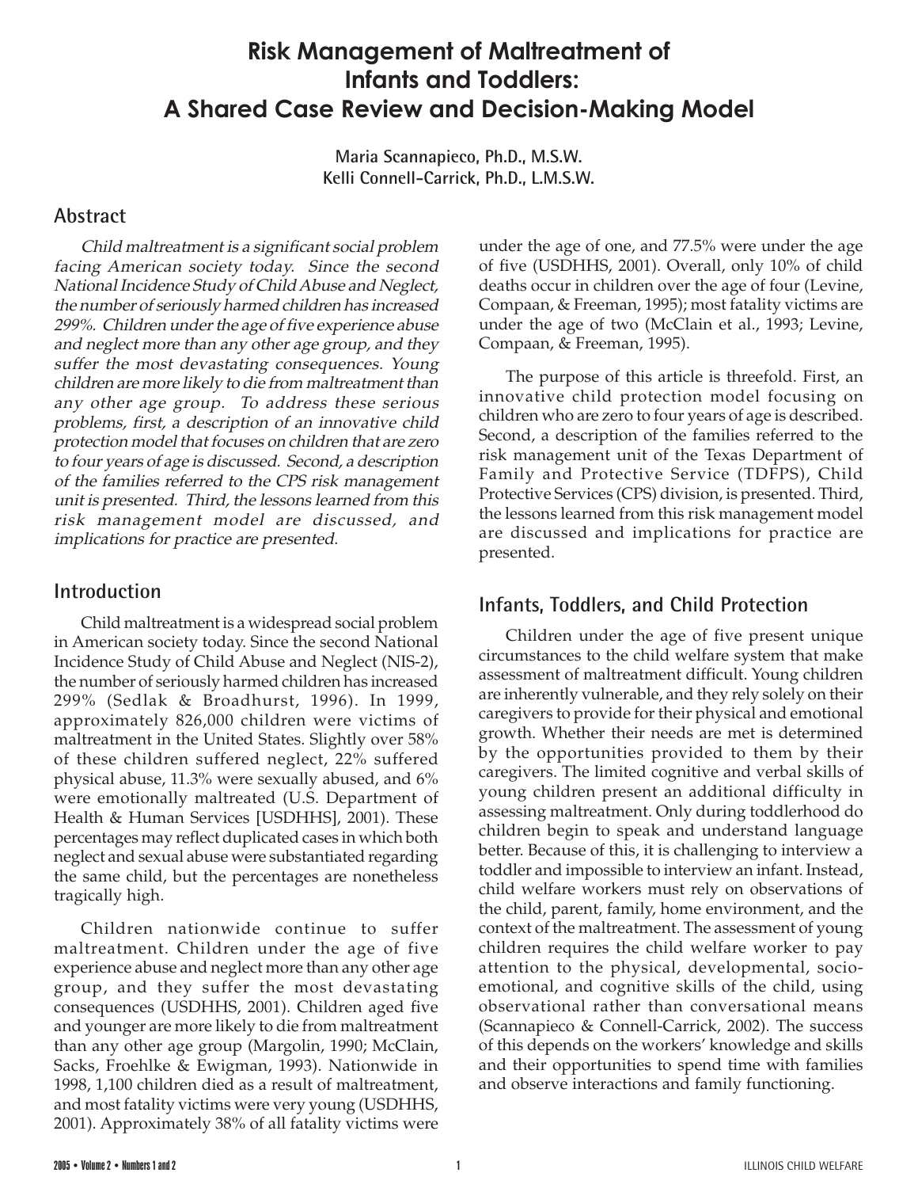# Risk Management of Maltreatment of Infants and Toddlers: A Shared Case Review and Decision-Making Model

**Maria Scannapieco, Ph.D., M.S.W.**
**Kelli Connell-Carrick, Ph.D., L.M.S.W.**

## Abstract

*Child maltreatment is a significant social problem facing American society today. Since the second National Incidence Study of Child Abuse and Neglect, the number of seriously harmed children has increased 299%. Children under the age of five experience abuse and neglect more than any other age group, and they suffer the most devastating consequences. Young children are more likely to die from maltreatment than any other age group. To address these serious problems, first, a description of an innovative child protection model that focuses on children that are zero to four years of age is discussed. Second, a description of the families referred to the CPS risk management unit is presented. Third, the lessons learned from this risk management model are discussed, and implications for practice are presented.*

## Introduction

Child maltreatment is a widespread social problem in American society today. Since the second National Incidence Study of Child Abuse and Neglect (NIS-2), the number of seriously harmed children has increased 299% (Sedlak & Broadhurst, 1996). In 1999, approximately 826,000 children were victims of maltreatment in the United States. Slightly over 58% of these children suffered neglect, 22% suffered physical abuse, 11.3% were sexually abused, and 6% were emotionally maltreated (U.S. Department of Health & Human Services [USDHHS], 2001). These percentages may reflect duplicated cases in which both neglect and sexual abuse were substantiated regarding the same child, but the percentages are nonetheless tragically high.

Children nationwide continue to suffer maltreatment. Children under the age of five experience abuse and neglect more than any other age group, and they suffer the most devastating consequences (USDHHS, 2001). Children aged five and younger are more likely to die from maltreatment than any other age group (Margolin, 1990; McClain, Sacks, Froehlke & Ewigman, 1993). Nationwide in 1998, 1,100 children died as a result of maltreatment, and most fatality victims were very young (USDHHS, 2001). Approximately 38% of all fatality victims were under the age of one, and 77.5% were under the age of five (USDHHS, 2001). Overall, only 10% of child deaths occur in children over the age of four (Levine, Compaan, & Freeman, 1995); most fatality victims are under the age of two (McClain et al., 1993; Levine, Compaan, & Freeman, 1995).

The purpose of this article is threefold. First, an innovative child protection model focusing on children who are zero to four years of age is described. Second, a description of the families referred to the risk management unit of the Texas Department of Family and Protective Service (TDFPS), Child Protective Services (CPS) division, is presented. Third, the lessons learned from this risk management model are discussed and implications for practice are presented.

## Infants, Toddlers, and Child Protection

Children under the age of five present unique circumstances to the child welfare system that make assessment of maltreatment difficult. Young children are inherently vulnerable, and they rely solely on their caregivers to provide for their physical and emotional growth. Whether their needs are met is determined by the opportunities provided to them by their caregivers. The limited cognitive and verbal skills of young children present an additional difficulty in assessing maltreatment. Only during toddlerhood do children begin to speak and understand language better. Because of this, it is challenging to interview a toddler and impossible to interview an infant. Instead, child welfare workers must rely on observations of the child, parent, family, home environment, and the context of the maltreatment. The assessment of young children requires the child welfare worker to pay attention to the physical, developmental, socio-emotional, and cognitive skills of the child, using observational rather than conversational means (Scannapieco & Connell-Carrick, 2002). The success of this depends on the workers' knowledge and skills and their opportunities to spend time with families and observe interactions and family functioning.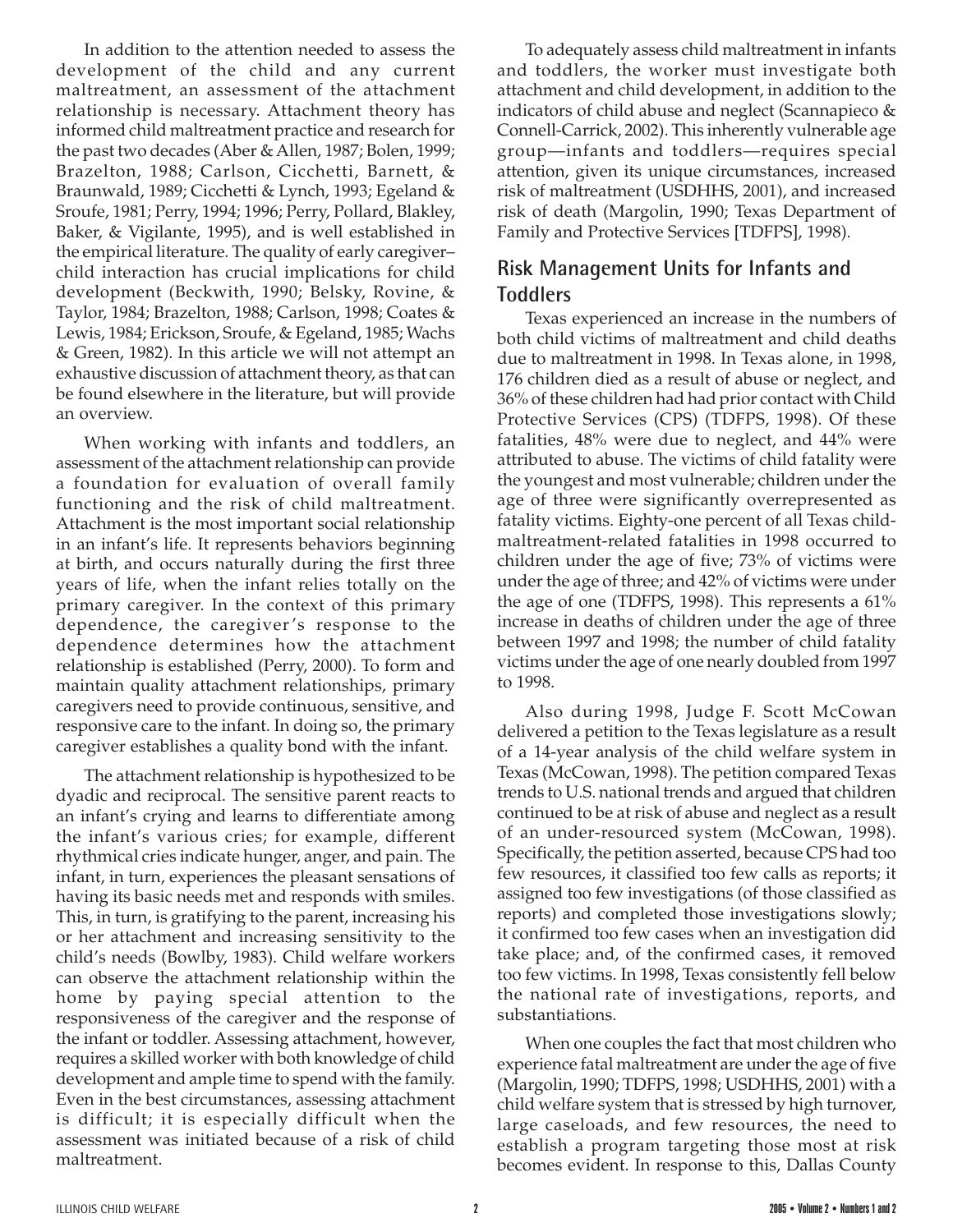In addition to the attention needed to assess the development of the child and any current maltreatment, an assessment of the attachment relationship is necessary. Attachment theory has informed child maltreatment practice and research for the past two decades (Aber & Allen, 1987; Bolen, 1999; Brazelton, 1988; Carlson, Cicchetti, Barnett, & Braunwald, 1989; Cicchetti & Lynch, 1993; Egeland & Sroufe, 1981; Perry, 1994; 1996; Perry, Pollard, Blakley, Baker, & Vigilante, 1995), and is well established in the empirical literature. The quality of early caregiver–child interaction has crucial implications for child development (Beckwith, 1990; Belsky, Rovine, & Taylor, 1984; Brazelton, 1988; Carlson, 1998; Coates & Lewis, 1984; Erickson, Sroufe, & Egeland, 1985; Wachs & Green, 1982). In this article we will not attempt an exhaustive discussion of attachment theory, as that can be found elsewhere in the literature, but will provide an overview.

When working with infants and toddlers, an assessment of the attachment relationship can provide a foundation for evaluation of overall family functioning and the risk of child maltreatment. Attachment is the most important social relationship in an infant's life. It represents behaviors beginning at birth, and occurs naturally during the first three years of life, when the infant relies totally on the primary caregiver. In the context of this primary dependence, the caregiver's response to the dependence determines how the attachment relationship is established (Perry, 2000). To form and maintain quality attachment relationships, primary caregivers need to provide continuous, sensitive, and responsive care to the infant. In doing so, the primary caregiver establishes a quality bond with the infant.

The attachment relationship is hypothesized to be dyadic and reciprocal. The sensitive parent reacts to an infant's crying and learns to differentiate among the infant's various cries; for example, different rhythmical cries indicate hunger, anger, and pain. The infant, in turn, experiences the pleasant sensations of having its basic needs met and responds with smiles. This, in turn, is gratifying to the parent, increasing his or her attachment and increasing sensitivity to the child's needs (Bowlby, 1983). Child welfare workers can observe the attachment relationship within the home by paying special attention to the responsiveness of the caregiver and the response of the infant or toddler. Assessing attachment, however, requires a skilled worker with both knowledge of child development and ample time to spend with the family. Even in the best circumstances, assessing attachment is difficult; it is especially difficult when the assessment was initiated because of a risk of child maltreatment.

To adequately assess child maltreatment in infants and toddlers, the worker must investigate both attachment and child development, in addition to the indicators of child abuse and neglect (Scannapieco & Connell-Carrick, 2002). This inherently vulnerable age group—infants and toddlers—requires special attention, given its unique circumstances, increased risk of maltreatment (USDHHS, 2001), and increased risk of death (Margolin, 1990; Texas Department of Family and Protective Services [TDFPS], 1998).

## Risk Management Units for Infants and Toddlers

Texas experienced an increase in the numbers of both child victims of maltreatment and child deaths due to maltreatment in 1998. In Texas alone, in 1998, 176 children died as a result of abuse or neglect, and 36% of these children had had prior contact with Child Protective Services (CPS) (TDFPS, 1998). Of these fatalities, 48% were due to neglect, and 44% were attributed to abuse. The victims of child fatality were the youngest and most vulnerable; children under the age of three were significantly overrepresented as fatality victims. Eighty-one percent of all Texas child-maltreatment-related fatalities in 1998 occurred to children under the age of five; 73% of victims were under the age of three; and 42% of victims were under the age of one (TDFPS, 1998). This represents a 61% increase in deaths of children under the age of three between 1997 and 1998; the number of child fatality victims under the age of one nearly doubled from 1997 to 1998.

Also during 1998, Judge F. Scott McCowan delivered a petition to the Texas legislature as a result of a 14-year analysis of the child welfare system in Texas (McCowan, 1998). The petition compared Texas trends to U.S. national trends and argued that children continued to be at risk of abuse and neglect as a result of an under-resourced system (McCowan, 1998). Specifically, the petition asserted, because CPS had too few resources, it classified too few calls as reports; it assigned too few investigations (of those classified as reports) and completed those investigations slowly; it confirmed too few cases when an investigation did take place; and, of the confirmed cases, it removed too few victims. In 1998, Texas consistently fell below the national rate of investigations, reports, and substantiations.

When one couples the fact that most children who experience fatal maltreatment are under the age of five (Margolin, 1990; TDFPS, 1998; USDHHS, 2001) with a child welfare system that is stressed by high turnover, large caseloads, and few resources, the need to establish a program targeting those most at risk becomes evident. In response to this, Dallas County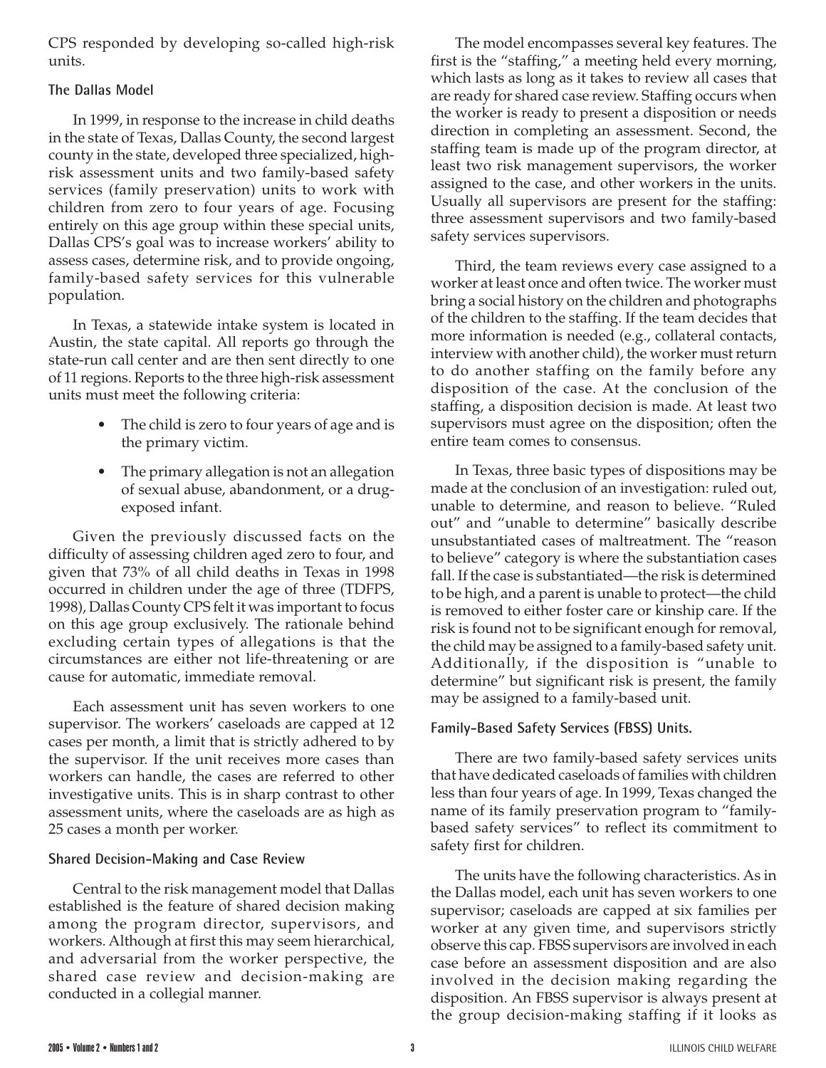CPS responded by developing so-called high-risk units.

### The Dallas Model

In 1999, in response to the increase in child deaths in the state of Texas, Dallas County, the second largest county in the state, developed three specialized, high-risk assessment units and two family-based safety services (family preservation) units to work with children from zero to four years of age. Focusing entirely on this age group within these special units, Dallas CPS's goal was to increase workers' ability to assess cases, determine risk, and to provide ongoing, family-based safety services for this vulnerable population.

In Texas, a statewide intake system is located in Austin, the state capital. All reports go through the state-run call center and are then sent directly to one of 11 regions. Reports to the three high-risk assessment units must meet the following criteria:

- The child is zero to four years of age and is the primary victim.
- The primary allegation is not an allegation of sexual abuse, abandonment, or a drug-exposed infant.

Given the previously discussed facts on the difficulty of assessing children aged zero to four, and given that 73% of all child deaths in Texas in 1998 occurred in children under the age of three (TDFPS, 1998), Dallas County CPS felt it was important to focus on this age group exclusively. The rationale behind excluding certain types of allegations is that the circumstances are either not life-threatening or are cause for automatic, immediate removal.

Each assessment unit has seven workers to one supervisor. The workers' caseloads are capped at 12 cases per month, a limit that is strictly adhered to by the supervisor. If the unit receives more cases than workers can handle, the cases are referred to other investigative units. This is in sharp contrast to other assessment units, where the caseloads are as high as 25 cases a month per worker.

### Shared Decision-Making and Case Review

Central to the risk management model that Dallas established is the feature of shared decision making among the program director, supervisors, and workers. Although at first this may seem hierarchical, and adversarial from the worker perspective, the shared case review and decision-making are conducted in a collegial manner.

The model encompasses several key features. The first is the "staffing," a meeting held every morning, which lasts as long as it takes to review all cases that are ready for shared case review. Staffing occurs when the worker is ready to present a disposition or needs direction in completing an assessment. Second, the staffing team is made up of the program director, at least two risk management supervisors, the worker assigned to the case, and other workers in the units. Usually all supervisors are present for the staffing: three assessment supervisors and two family-based safety services supervisors.

Third, the team reviews every case assigned to a worker at least once and often twice. The worker must bring a social history on the children and photographs of the children to the staffing. If the team decides that more information is needed (e.g., collateral contacts, interview with another child), the worker must return to do another staffing on the family before any disposition of the case. At the conclusion of the staffing, a disposition decision is made. At least two supervisors must agree on the disposition; often the entire team comes to consensus.

In Texas, three basic types of dispositions may be made at the conclusion of an investigation: ruled out, unable to determine, and reason to believe. "Ruled out" and "unable to determine" basically describe unsubstantiated cases of maltreatment. The "reason to believe" category is where the substantiation cases fall. If the case is substantiated—the risk is determined to be high, and a parent is unable to protect—the child is removed to either foster care or kinship care. If the risk is found not to be significant enough for removal, the child may be assigned to a family-based safety unit. Additionally, if the disposition is "unable to determine" but significant risk is present, the family may be assigned to a family-based unit.

### Family-Based Safety Services (FBSS) Units.

There are two family-based safety services units that have dedicated caseloads of families with children less than four years of age. In 1999, Texas changed the name of its family preservation program to "family-based safety services" to reflect its commitment to safety first for children.

The units have the following characteristics. As in the Dallas model, each unit has seven workers to one supervisor; caseloads are capped at six families per worker at any given time, and supervisors strictly observe this cap. FBSS supervisors are involved in each case before an assessment disposition and are also involved in the decision making regarding the disposition. An FBSS supervisor is always present at the group decision-making staffing if it looks as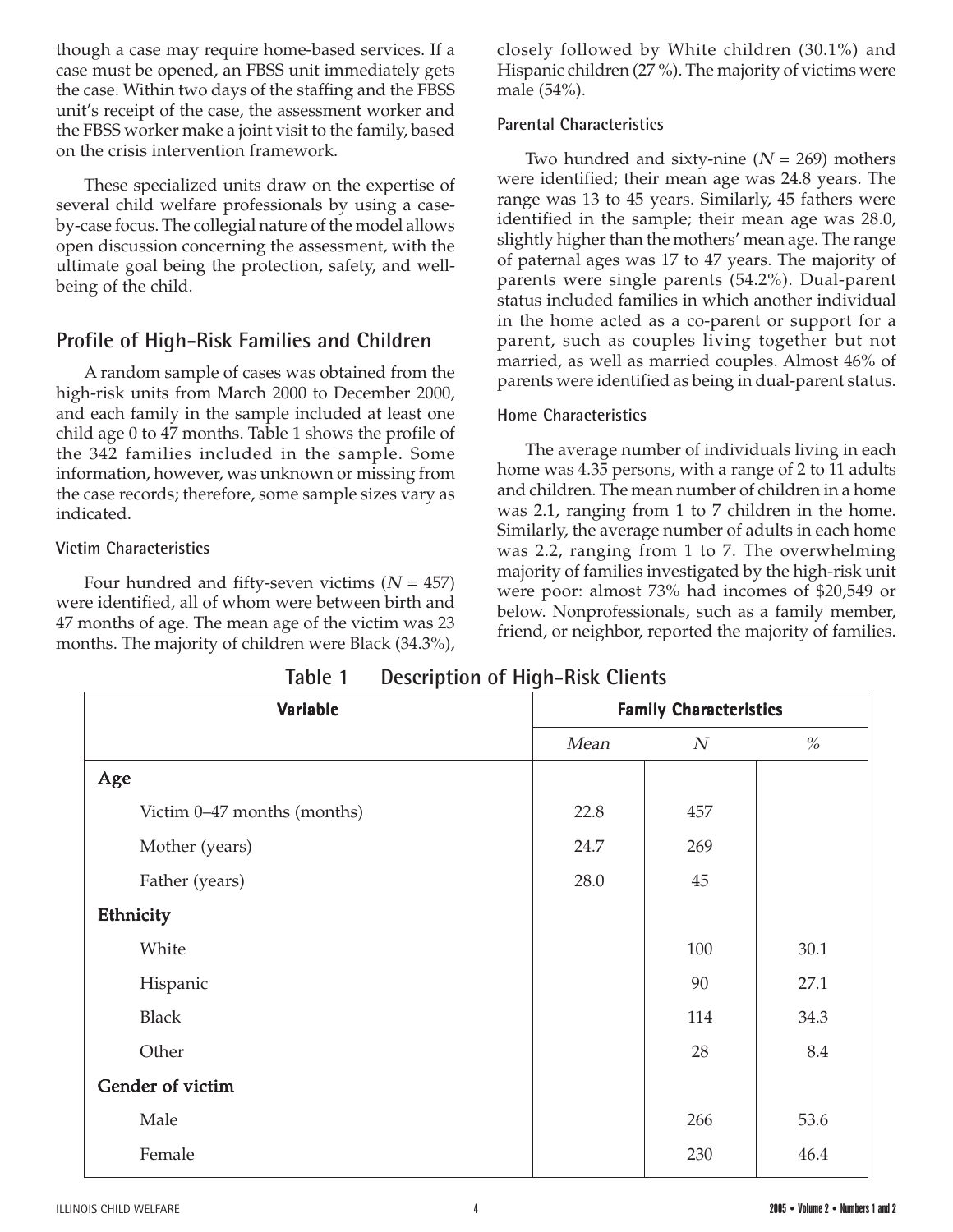though a case may require home-based services. If a case must be opened, an FBSS unit immediately gets the case. Within two days of the staffing and the FBSS unit's receipt of the case, the assessment worker and the FBSS worker make a joint visit to the family, based on the crisis intervention framework.

These specialized units draw on the expertise of several child welfare professionals by using a case-by-case focus. The collegial nature of the model allows open discussion concerning the assessment, with the ultimate goal being the protection, safety, and well-being of the child.

## Profile of High-Risk Families and Children

A random sample of cases was obtained from the high-risk units from March 2000 to December 2000, and each family in the sample included at least one child age 0 to 47 months. Table 1 shows the profile of the 342 families included in the sample. Some information, however, was unknown or missing from the case records; therefore, some sample sizes vary as indicated.

### Victim Characteristics

Four hundred and fifty-seven victims (*N* = 457) were identified, all of whom were between birth and 47 months of age. The mean age of the victim was 23 months. The majority of children were Black (34.3%), closely followed by White children (30.1%) and Hispanic children (27 %). The majority of victims were male (54%).

### Parental Characteristics

Two hundred and sixty-nine (*N* = 269) mothers were identified; their mean age was 24.8 years. The range was 13 to 45 years. Similarly, 45 fathers were identified in the sample; their mean age was 28.0, slightly higher than the mothers' mean age. The range of paternal ages was 17 to 47 years. The majority of parents were single parents (54.2%). Dual-parent status included families in which another individual in the home acted as a co-parent or support for a parent, such as couples living together but not married, as well as married couples. Almost 46% of parents were identified as being in dual-parent status.

### Home Characteristics

The average number of individuals living in each home was 4.35 persons, with a range of 2 to 11 adults and children. The mean number of children in a home was 2.1, ranging from 1 to 7 children in the home. Similarly, the average number of adults in each home was 2.2, ranging from 1 to 7. The overwhelming majority of families investigated by the high-risk unit were poor: almost 73% had incomes of $20,549 or below. Nonprofessionals, such as a family member, friend, or neighbor, reported the majority of families.

**Table 1 Description of High-Risk Clients**

| Variable | Family Characteristics | | |
|---|---|---|---|
| | *Mean* | *N* | % |
| **Age** | | | |
| Victim 0–47 months (months) | 22.8 | 457 | |
| Mother (years) | 24.7 | 269 | |
| Father (years) | 28.0 | 45 | |
| **Ethnicity** | | | |
| White | | 100 | 30.1 |
| Hispanic | | 90 | 27.1 |
| Black | | 114 | 34.3 |
| Other | | 28 | 8.4 |
| **Gender of victim** | | | |
| Male | | 266 | 53.6 |
| Female | | 230 | 46.4 |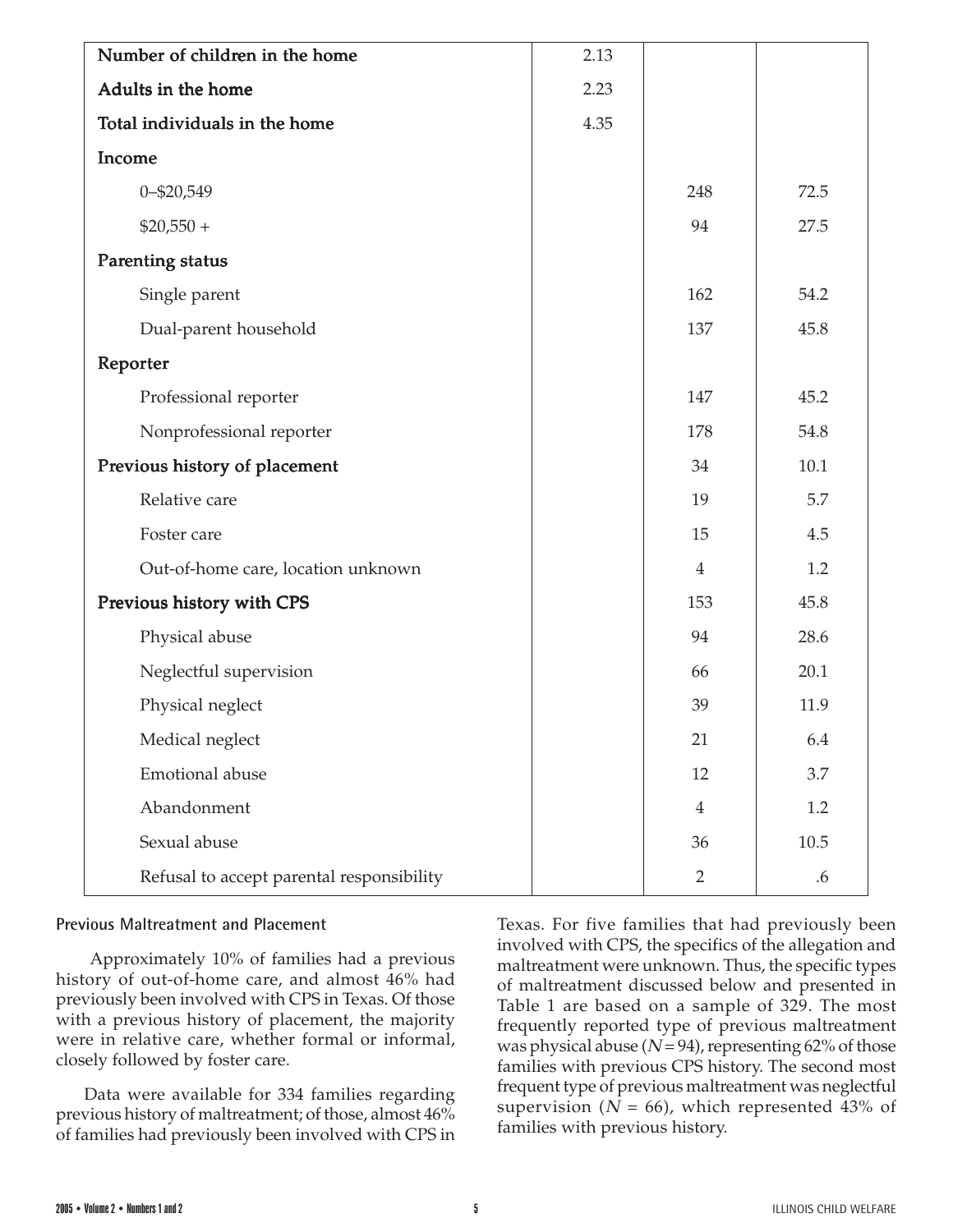| | | | |
|---|---|---|---|
| **Number of children in the home** | 2.13 | | |
| **Adults in the home** | 2.23 | | |
| **Total individuals in the home** | 4.35 | | |
| **Income** | | | |
| 0–$20,549 | | 248 | 72.5 |
| $20,550 + | | 94 | 27.5 |
| **Parenting status** | | | |
| Single parent | | 162 | 54.2 |
| Dual-parent household | | 137 | 45.8 |
| **Reporter** | | | |
| Professional reporter | | 147 | 45.2 |
| Nonprofessional reporter | | 178 | 54.8 |
| **Previous history of placement** | | 34 | 10.1 |
| Relative care | | 19 | 5.7 |
| Foster care | | 15 | 4.5 |
| Out-of-home care, location unknown | | 4 | 1.2 |
| **Previous history with CPS** | | 153 | 45.8 |
| Physical abuse | | 94 | 28.6 |
| Neglectful supervision | | 66 | 20.1 |
| Physical neglect | | 39 | 11.9 |
| Medical neglect | | 21 | 6.4 |
| Emotional abuse | | 12 | 3.7 |
| Abandonment | | 4 | 1.2 |
| Sexual abuse | | 36 | 10.5 |
| Refusal to accept parental responsibility | | 2 | .6 |

### Previous Maltreatment and Placement

Approximately 10% of families had a previous history of out-of-home care, and almost 46% had previously been involved with CPS in Texas. Of those with a previous history of placement, the majority were in relative care, whether formal or informal, closely followed by foster care.

Data were available for 334 families regarding previous history of maltreatment; of those, almost 46% of families had previously been involved with CPS in Texas. For five families that had previously been involved with CPS, the specifics of the allegation and maltreatment were unknown. Thus, the specific types of maltreatment discussed below and presented in Table 1 are based on a sample of 329. The most frequently reported type of previous maltreatment was physical abuse ($N = 94$), representing 62% of those families with previous CPS history. The second most frequent type of previous maltreatment was neglectful supervision ($N = 66$), which represented 43% of families with previous history.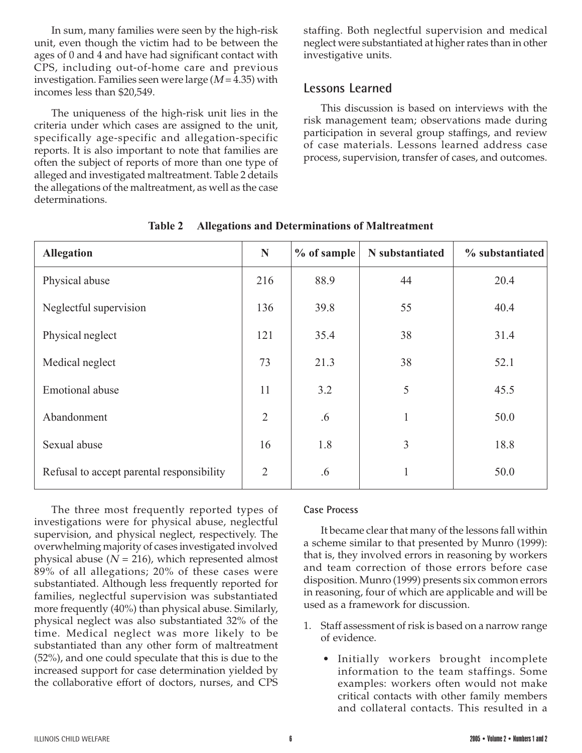In sum, many families were seen by the high-risk unit, even though the victim had to be between the ages of 0 and 4 and have had significant contact with CPS, including out-of-home care and previous investigation. Families seen were large ($M = 4.35$) with incomes less than $20,549.

The uniqueness of the high-risk unit lies in the criteria under which cases are assigned to the unit, specifically age-specific and allegation-specific reports. It is also important to note that families are often the subject of reports of more than one type of alleged and investigated maltreatment. Table 2 details the allegations of the maltreatment, as well as the case determinations.

**Table 2 Allegations and Determinations of Maltreatment**

| Allegation | N | % of sample | N substantiated | % substantiated |
|---|---|---|---|---|
| Physical abuse | 216 | 88.9 | 44 | 20.4 |
| Neglectful supervision | 136 | 39.8 | 55 | 40.4 |
| Physical neglect | 121 | 35.4 | 38 | 31.4 |
| Medical neglect | 73 | 21.3 | 38 | 52.1 |
| Emotional abuse | 11 | 3.2 | 5 | 45.5 |
| Abandonment | 2 | .6 | 1 | 50.0 |
| Sexual abuse | 16 | 1.8 | 3 | 18.8 |
| Refusal to accept parental responsibility | 2 | .6 | 1 | 50.0 |

The three most frequently reported types of investigations were for physical abuse, neglectful supervision, and physical neglect, respectively. The overwhelming majority of cases investigated involved physical abuse ($N = 216$), which represented almost 89% of all allegations; 20% of these cases were substantiated. Although less frequently reported for families, neglectful supervision was substantiated more frequently (40%) than physical abuse. Similarly, physical neglect was also substantiated 32% of the time. Medical neglect was more likely to be substantiated than any other form of maltreatment (52%), and one could speculate that this is due to the increased support for case determination yielded by the collaborative effort of doctors, nurses, and CPS staffing. Both neglectful supervision and medical neglect were substantiated at higher rates than in other investigative units.

## Lessons Learned

This discussion is based on interviews with the risk management team; observations made during participation in several group staffings, and review of case materials. Lessons learned address case process, supervision, transfer of cases, and outcomes.

### Case Process

It became clear that many of the lessons fall within a scheme similar to that presented by Munro (1999): that is, they involved errors in reasoning by workers and team correction of those errors before case disposition. Munro (1999) presents six common errors in reasoning, four of which are applicable and will be used as a framework for discussion.

1. Staff assessment of risk is based on a narrow range of evidence.
   - Initially workers brought incomplete information to the team staffings. Some examples: workers often would not make critical contacts with other family members and collateral contacts. This resulted in a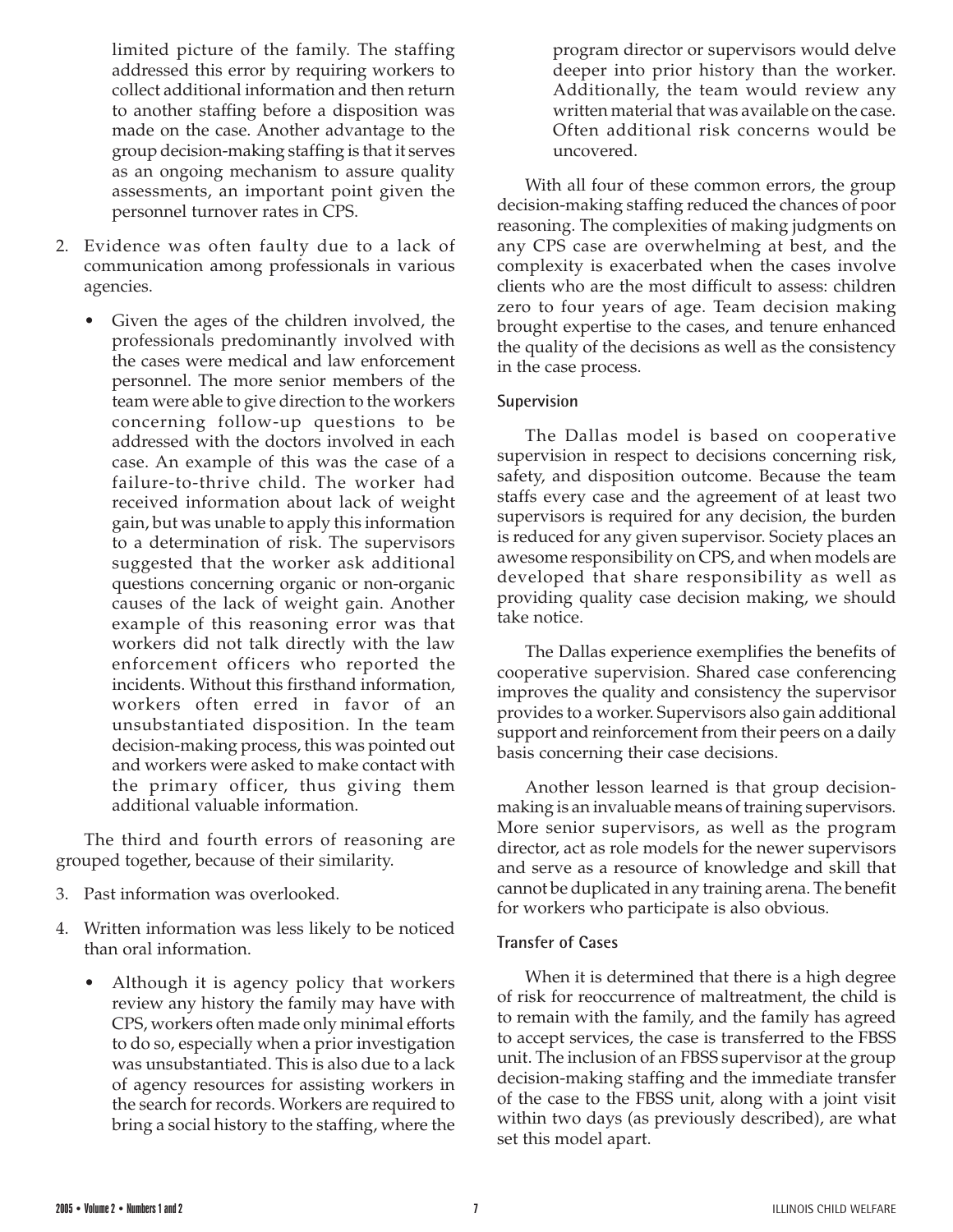limited picture of the family. The staffing addressed this error by requiring workers to collect additional information and then return to another staffing before a disposition was made on the case. Another advantage to the group decision-making staffing is that it serves as an ongoing mechanism to assure quality assessments, an important point given the personnel turnover rates in CPS.

2. Evidence was often faulty due to a lack of communication among professionals in various agencies.

   - Given the ages of the children involved, the professionals predominantly involved with the cases were medical and law enforcement personnel. The more senior members of the team were able to give direction to the workers concerning follow-up questions to be addressed with the doctors involved in each case. An example of this was the case of a failure-to-thrive child. The worker had received information about lack of weight gain, but was unable to apply this information to a determination of risk. The supervisors suggested that the worker ask additional questions concerning organic or non-organic causes of the lack of weight gain. Another example of this reasoning error was that workers did not talk directly with the law enforcement officers who reported the incidents. Without this firsthand information, workers often erred in favor of an unsubstantiated disposition. In the team decision-making process, this was pointed out and workers were asked to make contact with the primary officer, thus giving them additional valuable information.

The third and fourth errors of reasoning are grouped together, because of their similarity.

3. Past information was overlooked.

4. Written information was less likely to be noticed than oral information.

   - Although it is agency policy that workers review any history the family may have with CPS, workers often made only minimal efforts to do so, especially when a prior investigation was unsubstantiated. This is also due to a lack of agency resources for assisting workers in the search for records. Workers are required to bring a social history to the staffing, where the program director or supervisors would delve deeper into prior history than the worker. Additionally, the team would review any written material that was available on the case. Often additional risk concerns would be uncovered.

With all four of these common errors, the group decision-making staffing reduced the chances of poor reasoning. The complexities of making judgments on any CPS case are overwhelming at best, and the complexity is exacerbated when the cases involve clients who are the most difficult to assess: children zero to four years of age. Team decision making brought expertise to the cases, and tenure enhanced the quality of the decisions as well as the consistency in the case process.

### Supervision

The Dallas model is based on cooperative supervision in respect to decisions concerning risk, safety, and disposition outcome. Because the team staffs every case and the agreement of at least two supervisors is required for any decision, the burden is reduced for any given supervisor. Society places an awesome responsibility on CPS, and when models are developed that share responsibility as well as providing quality case decision making, we should take notice.

The Dallas experience exemplifies the benefits of cooperative supervision. Shared case conferencing improves the quality and consistency the supervisor provides to a worker. Supervisors also gain additional support and reinforcement from their peers on a daily basis concerning their case decisions.

Another lesson learned is that group decision-making is an invaluable means of training supervisors. More senior supervisors, as well as the program director, act as role models for the newer supervisors and serve as a resource of knowledge and skill that cannot be duplicated in any training arena. The benefit for workers who participate is also obvious.

### Transfer of Cases

When it is determined that there is a high degree of risk for reoccurrence of maltreatment, the child is to remain with the family, and the family has agreed to accept services, the case is transferred to the FBSS unit. The inclusion of an FBSS supervisor at the group decision-making staffing and the immediate transfer of the case to the FBSS unit, along with a joint visit within two days (as previously described), are what set this model apart.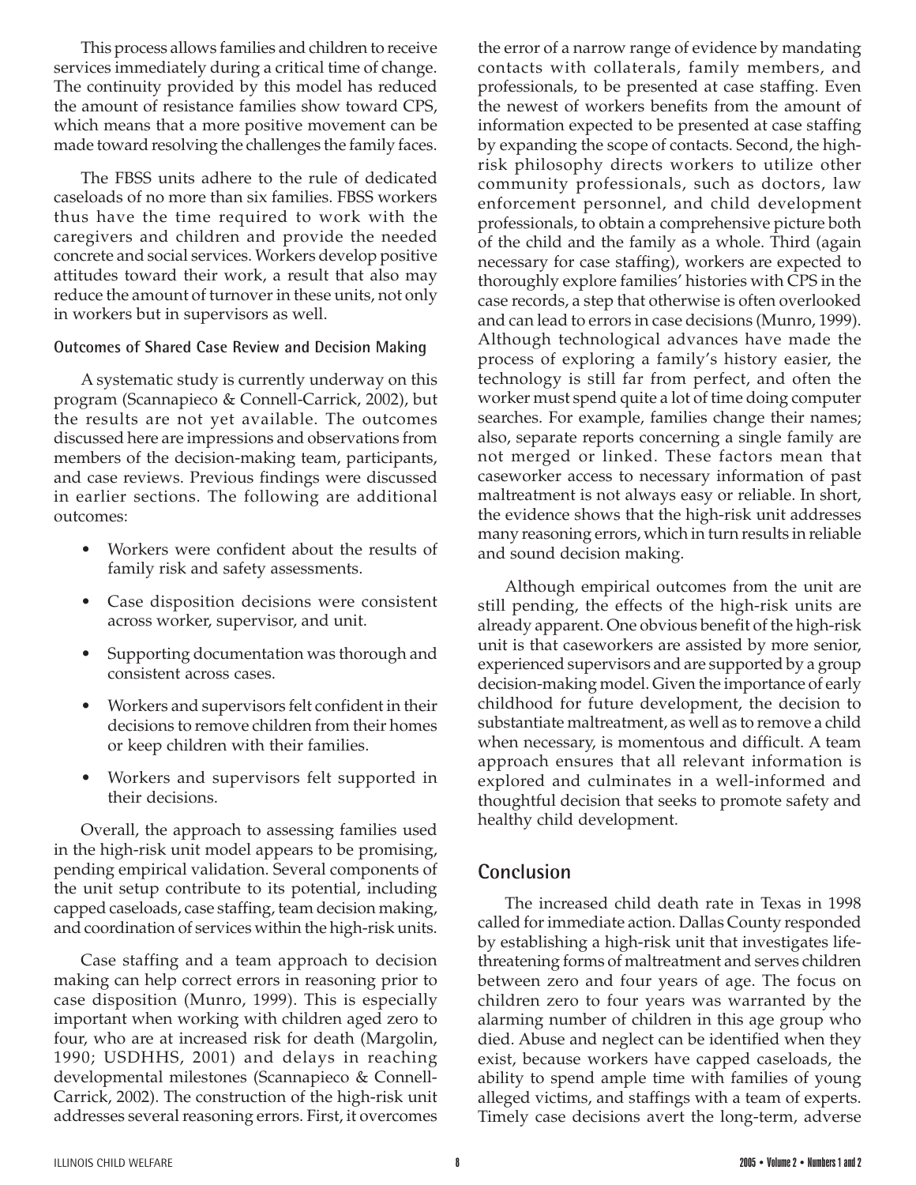This process allows families and children to receive services immediately during a critical time of change. The continuity provided by this model has reduced the amount of resistance families show toward CPS, which means that a more positive movement can be made toward resolving the challenges the family faces.

The FBSS units adhere to the rule of dedicated caseloads of no more than six families. FBSS workers thus have the time required to work with the caregivers and children and provide the needed concrete and social services. Workers develop positive attitudes toward their work, a result that also may reduce the amount of turnover in these units, not only in workers but in supervisors as well.

### Outcomes of Shared Case Review and Decision Making

A systematic study is currently underway on this program (Scannapieco & Connell-Carrick, 2002), but the results are not yet available. The outcomes discussed here are impressions and observations from members of the decision-making team, participants, and case reviews. Previous findings were discussed in earlier sections. The following are additional outcomes:

- Workers were confident about the results of family risk and safety assessments.
- Case disposition decisions were consistent across worker, supervisor, and unit.
- Supporting documentation was thorough and consistent across cases.
- Workers and supervisors felt confident in their decisions to remove children from their homes or keep children with their families.
- Workers and supervisors felt supported in their decisions.

Overall, the approach to assessing families used in the high-risk unit model appears to be promising, pending empirical validation. Several components of the unit setup contribute to its potential, including capped caseloads, case staffing, team decision making, and coordination of services within the high-risk units.

Case staffing and a team approach to decision making can help correct errors in reasoning prior to case disposition (Munro, 1999). This is especially important when working with children aged zero to four, who are at increased risk for death (Margolin, 1990; USDHHS, 2001) and delays in reaching developmental milestones (Scannapieco & Connell-Carrick, 2002). The construction of the high-risk unit addresses several reasoning errors. First, it overcomes the error of a narrow range of evidence by mandating contacts with collaterals, family members, and professionals, to be presented at case staffing. Even the newest of workers benefits from the amount of information expected to be presented at case staffing by expanding the scope of contacts. Second, the high-risk philosophy directs workers to utilize other community professionals, such as doctors, law enforcement personnel, and child development professionals, to obtain a comprehensive picture both of the child and the family as a whole. Third (again necessary for case staffing), workers are expected to thoroughly explore families' histories with CPS in the case records, a step that otherwise is often overlooked and can lead to errors in case decisions (Munro, 1999). Although technological advances have made the process of exploring a family's history easier, the technology is still far from perfect, and often the worker must spend quite a lot of time doing computer searches. For example, families change their names; also, separate reports concerning a single family are not merged or linked. These factors mean that caseworker access to necessary information of past maltreatment is not always easy or reliable. In short, the evidence shows that the high-risk unit addresses many reasoning errors, which in turn results in reliable and sound decision making.

Although empirical outcomes from the unit are still pending, the effects of the high-risk units are already apparent. One obvious benefit of the high-risk unit is that caseworkers are assisted by more senior, experienced supervisors and are supported by a group decision-making model. Given the importance of early childhood for future development, the decision to substantiate maltreatment, as well as to remove a child when necessary, is momentous and difficult. A team approach ensures that all relevant information is explored and culminates in a well-informed and thoughtful decision that seeks to promote safety and healthy child development.

## Conclusion

The increased child death rate in Texas in 1998 called for immediate action. Dallas County responded by establishing a high-risk unit that investigates life-threatening forms of maltreatment and serves children between zero and four years of age. The focus on children zero to four years was warranted by the alarming number of children in this age group who died. Abuse and neglect can be identified when they exist, because workers have capped caseloads, the ability to spend ample time with families of young alleged victims, and staffings with a team of experts. Timely case decisions avert the long-term, adverse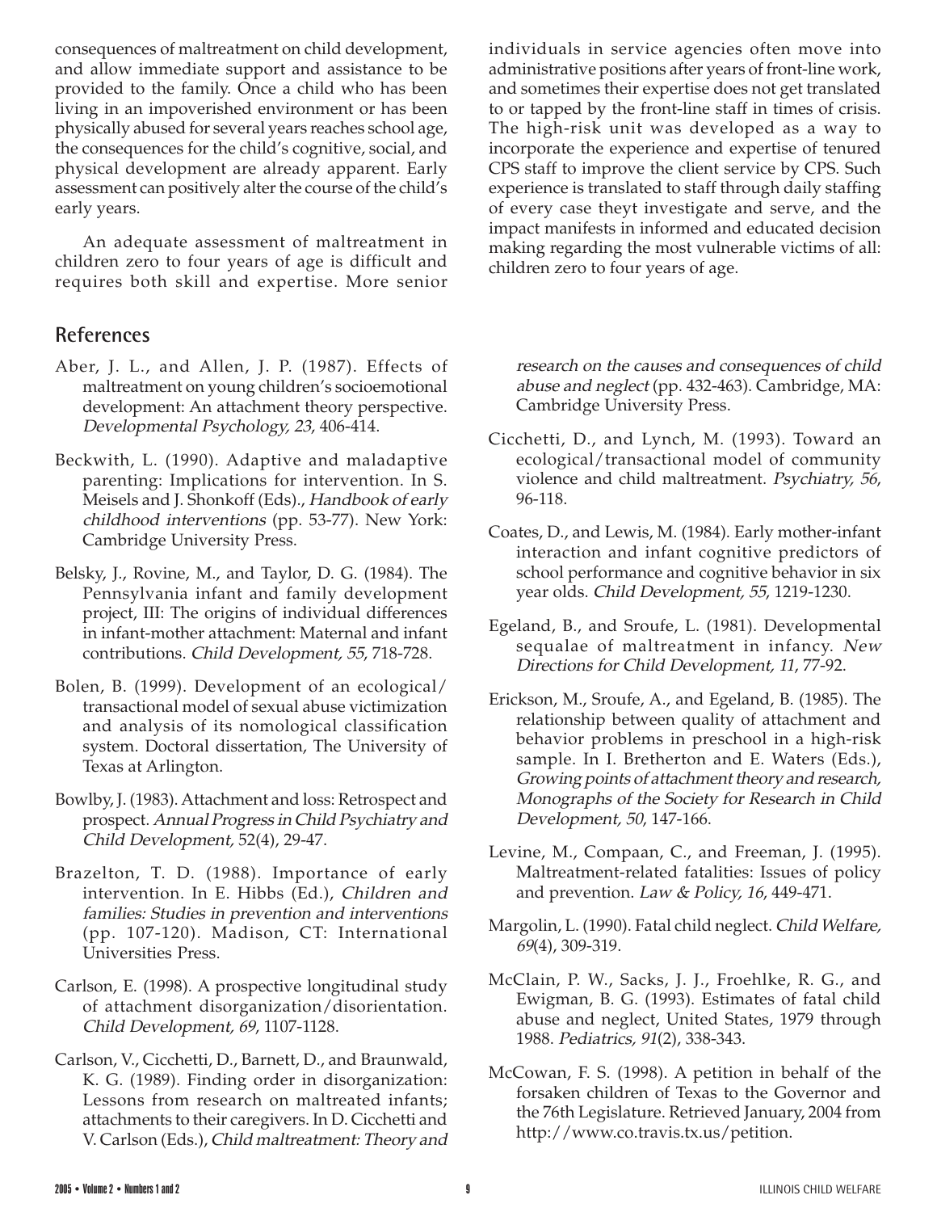consequences of maltreatment on child development, and allow immediate support and assistance to be provided to the family. Once a child who has been living in an impoverished environment or has been physically abused for several years reaches school age, the consequences for the child's cognitive, social, and physical development are already apparent. Early assessment can positively alter the course of the child's early years.

An adequate assessment of maltreatment in children zero to four years of age is difficult and requires both skill and expertise. More senior individuals in service agencies often move into administrative positions after years of front-line work, and sometimes their expertise does not get translated to or tapped by the front-line staff in times of crisis. The high-risk unit was developed as a way to incorporate the experience and expertise of tenured CPS staff to improve the client service by CPS. Such experience is translated to staff through daily staffing of every case theyt investigate and serve, and the impact manifests in informed and educated decision making regarding the most vulnerable victims of all: children zero to four years of age.

## References

Aber, J. L., and Allen, J. P. (1987). Effects of maltreatment on young children's socioemotional development: An attachment theory perspective. *Developmental Psychology, 23*, 406-414.

Beckwith, L. (1990). Adaptive and maladaptive parenting: Implications for intervention. In S. Meisels and J. Shonkoff (Eds)., *Handbook of early childhood interventions* (pp. 53-77). New York: Cambridge University Press.

Belsky, J., Rovine, M., and Taylor, D. G. (1984). The Pennsylvania infant and family development project, III: The origins of individual differences in infant-mother attachment: Maternal and infant contributions. *Child Development, 55*, 718-728.

Bolen, B. (1999). Development of an ecological/transactional model of sexual abuse victimization and analysis of its nomological classification system. Doctoral dissertation, The University of Texas at Arlington.

Bowlby, J. (1983). Attachment and loss: Retrospect and prospect. *Annual Progress in Child Psychiatry and Child Development,* 52(4), 29-47.

Brazelton, T. D. (1988). Importance of early intervention. In E. Hibbs (Ed.), *Children and families: Studies in prevention and interventions* (pp. 107-120). Madison, CT: International Universities Press.

Carlson, E. (1998). A prospective longitudinal study of attachment disorganization/disorientation. *Child Development, 69*, 1107-1128.

Carlson, V., Cicchetti, D., Barnett, D., and Braunwald, K. G. (1989). Finding order in disorganization: Lessons from research on maltreated infants; attachments to their caregivers. In D. Cicchetti and V. Carlson (Eds.), *Child maltreatment: Theory and research on the causes and consequences of child abuse and neglect* (pp. 432-463). Cambridge, MA: Cambridge University Press.

Cicchetti, D., and Lynch, M. (1993). Toward an ecological/transactional model of community violence and child maltreatment. *Psychiatry, 56*, 96-118.

Coates, D., and Lewis, M. (1984). Early mother-infant interaction and infant cognitive predictors of school performance and cognitive behavior in six year olds. *Child Development, 55*, 1219-1230.

Egeland, B., and Sroufe, L. (1981). Developmental sequalae of maltreatment in infancy. *New Directions for Child Development, 11*, 77-92.

Erickson, M., Sroufe, A., and Egeland, B. (1985). The relationship between quality of attachment and behavior problems in preschool in a high-risk sample. In I. Bretherton and E. Waters (Eds.), *Growing points of attachment theory and research, Monographs of the Society for Research in Child Development, 50*, 147-166.

Levine, M., Compaan, C., and Freeman, J. (1995). Maltreatment-related fatalities: Issues of policy and prevention. *Law & Policy, 16*, 449-471.

Margolin, L. (1990). Fatal child neglect. *Child Welfare, 69*(4), 309-319.

McClain, P. W., Sacks, J. J., Froehlke, R. G., and Ewigman, B. G. (1993). Estimates of fatal child abuse and neglect, United States, 1979 through 1988. *Pediatrics, 91*(2), 338-343.

McCowan, F. S. (1998). A petition in behalf of the forsaken children of Texas to the Governor and the 76th Legislature. Retrieved January, 2004 from http://www.co.travis.tx.us/petition.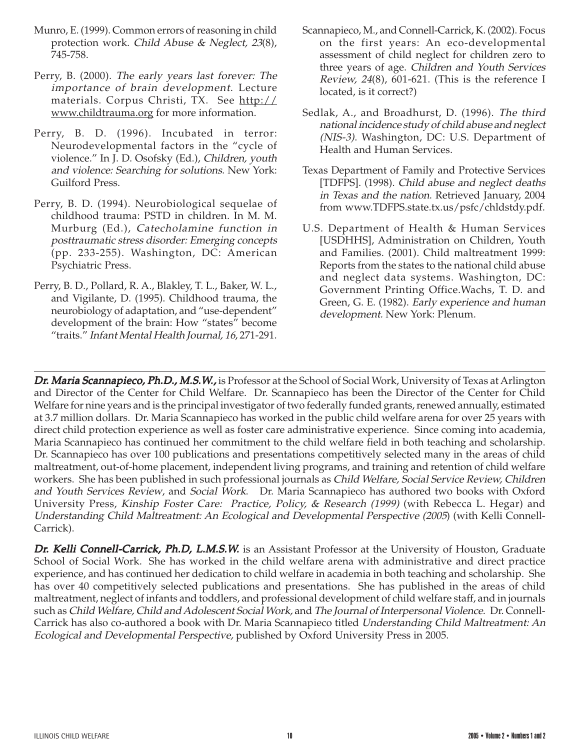Munro, E. (1999). Common errors of reasoning in child protection work. *Child Abuse & Neglect, 23*(8), 745-758.

Perry, B. (2000). *The early years last forever: The importance of brain development*. Lecture materials. Corpus Christi, TX. See http://www.childtrauma.org for more information.

Perry, B. D. (1996). Incubated in terror: Neurodevelopmental factors in the "cycle of violence." In J. D. Osofsky (Ed.), *Children, youth and violence: Searching for solutions*. New York: Guilford Press.

Perry, B. D. (1994). Neurobiological sequelae of childhood trauma: PSTD in children. In M. M. Murburg (Ed.), *Catecholamine function in posttraumatic stress disorder: Emerging concepts* (pp. 233-255). Washington, DC: American Psychiatric Press.

Perry, B. D., Pollard, R. A., Blakley, T. L., Baker, W. L., and Vigilante, D. (1995). Childhood trauma, the neurobiology of adaptation, and "use-dependent" development of the brain: How "states" become "traits." *Infant Mental Health Journal, 16*, 271-291.

Scannapieco, M., and Connell-Carrick, K. (2002). Focus on the first years: An eco-developmental assessment of child neglect for children zero to three years of age. *Children and Youth Services Review, 24*(8), 601-621. (This is the reference I located, is it correct?)

Sedlak, A., and Broadhurst, D. (1996). *The third national incidence study of child abuse and neglect (NIS-3)*. Washington, DC: U.S. Department of Health and Human Services.

Texas Department of Family and Protective Services [TDFPS]. (1998). *Child abuse and neglect deaths in Texas and the nation*. Retrieved January, 2004 from www.TDFPS.state.tx.us/psfc/chldstdy.pdf.

U.S. Department of Health & Human Services [USDHHS], Administration on Children, Youth and Families. (2001). Child maltreatment 1999: Reports from the states to the national child abuse and neglect data systems. Washington, DC: Government Printing Office.Wachs, T. D. and Green, G. E. (1982). *Early experience and human development*. New York: Plenum.

---

***Dr. Maria Scannapieco, Ph.D., M.S.W.,*** is Professor at the School of Social Work, University of Texas at Arlington and Director of the Center for Child Welfare. Dr. Scannapieco has been the Director of the Center for Child Welfare for nine years and is the principal investigator of two federally funded grants, renewed annually, estimated at 3.7 million dollars. Dr. Maria Scannapieco has worked in the public child welfare arena for over 25 years with direct child protection experience as well as foster care administrative experience. Since coming into academia, Maria Scannapieco has continued her commitment to the child welfare field in both teaching and scholarship. Dr. Scannapieco has over 100 publications and presentations competitively selected many in the areas of child maltreatment, out-of-home placement, independent living programs, and training and retention of child welfare workers. She has been published in such professional journals as *Child Welfare, Social Service Review, Children and Youth Services Review*, and *Social Work*. Dr. Maria Scannapieco has authored two books with Oxford University Press, *Kinship Foster Care: Practice, Policy, & Research (1999)* (with Rebecca L. Hegar) and *Understanding Child Maltreatment: An Ecological and Developmental Perspective (2005*) (with Kelli Connell-Carrick).

***Dr. Kelli Connell-Carrick, Ph.D, L.M.S.W.*** is an Assistant Professor at the University of Houston, Graduate School of Social Work. She has worked in the child welfare arena with administrative and direct practice experience, and has continued her dedication to child welfare in academia in both teaching and scholarship. She has over 40 competitively selected publications and presentations. She has published in the areas of child maltreatment, neglect of infants and toddlers, and professional development of child welfare staff, and in journals such as *Child Welfare, Child and Adolescent Social Work,* and *The Journal of Interpersonal Violence*. Dr. Connell-Carrick has also co-authored a book with Dr. Maria Scannapieco titled *Understanding Child Maltreatment: An Ecological and Developmental Perspective,* published by Oxford University Press in 2005.